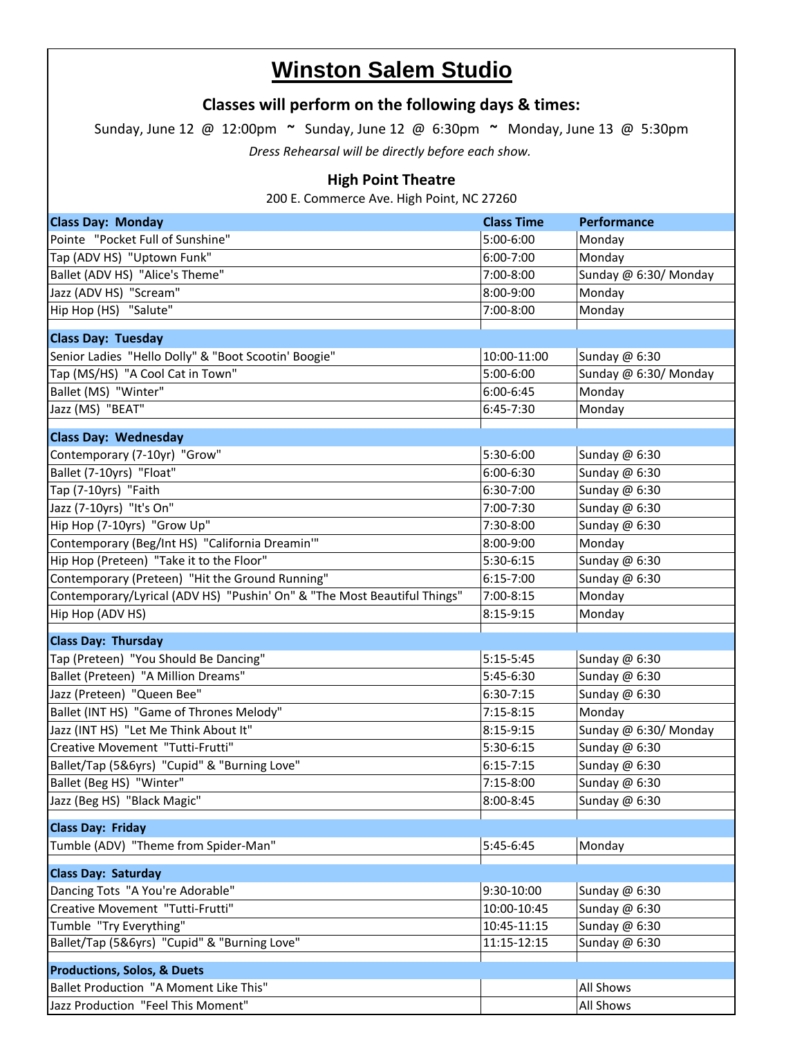# Winston Salem Studio

### Classes will perform on the following days & times:

Sunday, June 12 @ 12:00pm ~ Sunday, June 12 @ 6:30pm ~ Monday, June 13 @ 5:30pm

*Dress Rehearsal will be directly before each show.*

### High Point Theatre

200 E. Commerce Ave. High Point, NC 27260

| Class Day: Monday | Class Time | Performance |
|---|---|---|
| Pointe "Pocket Full of Sunshine" | 5:00-6:00 | Monday |
| Tap (ADV HS) "Uptown Funk" | 6:00-7:00 | Monday |
| Ballet (ADV HS) "Alice's Theme" | 7:00-8:00 | Sunday @ 6:30/ Monday |
| Jazz (ADV HS) "Scream" | 8:00-9:00 | Monday |
| Hip Hop (HS) "Salute" | 7:00-8:00 | Monday |
| | | |
| **Class Day: Tuesday** | | |
| Senior Ladies "Hello Dolly" & "Boot Scootin' Boogie" | 10:00-11:00 | Sunday @ 6:30 |
| Tap (MS/HS) "A Cool Cat in Town" | 5:00-6:00 | Sunday @ 6:30/ Monday |
| Ballet (MS) "Winter" | 6:00-6:45 | Monday |
| Jazz (MS) "BEAT" | 6:45-7:30 | Monday |
| | | |
| **Class Day: Wednesday** | | |
| Contemporary (7-10yr) "Grow" | 5:30-6:00 | Sunday @ 6:30 |
| Ballet (7-10yrs) "Float" | 6:00-6:30 | Sunday @ 6:30 |
| Tap (7-10yrs) "Faith | 6:30-7:00 | Sunday @ 6:30 |
| Jazz (7-10yrs) "It's On" | 7:00-7:30 | Sunday @ 6:30 |
| Hip Hop (7-10yrs) "Grow Up" | 7:30-8:00 | Sunday @ 6:30 |
| Contemporary (Beg/Int HS) "California Dreamin'" | 8:00-9:00 | Monday |
| Hip Hop (Preteen) "Take it to the Floor" | 5:30-6:15 | Sunday @ 6:30 |
| Contemporary (Preteen) "Hit the Ground Running" | 6:15-7:00 | Sunday @ 6:30 |
| Contemporary/Lyrical (ADV HS) "Pushin' On" & "The Most Beautiful Things" | 7:00-8:15 | Monday |
| Hip Hop (ADV HS) | 8:15-9:15 | Monday |
| | | |
| **Class Day: Thursday** | | |
| Tap (Preteen) "You Should Be Dancing" | 5:15-5:45 | Sunday @ 6:30 |
| Ballet (Preteen) "A Million Dreams" | 5:45-6:30 | Sunday @ 6:30 |
| Jazz (Preteen) "Queen Bee" | 6:30-7:15 | Sunday @ 6:30 |
| Ballet (INT HS) "Game of Thrones Melody" | 7:15-8:15 | Monday |
| Jazz (INT HS) "Let Me Think About It" | 8:15-9:15 | Sunday @ 6:30/ Monday |
| Creative Movement "Tutti-Frutti" | 5:30-6:15 | Sunday @ 6:30 |
| Ballet/Tap (5&6yrs) "Cupid" & "Burning Love" | 6:15-7:15 | Sunday @ 6:30 |
| Ballet (Beg HS) "Winter" | 7:15-8:00 | Sunday @ 6:30 |
| Jazz (Beg HS) "Black Magic" | 8:00-8:45 | Sunday @ 6:30 |
| | | |
| **Class Day: Friday** | | |
| Tumble (ADV) "Theme from Spider-Man" | 5:45-6:45 | Monday |
| | | |
| **Class Day: Saturday** | | |
| Dancing Tots "A You're Adorable" | 9:30-10:00 | Sunday @ 6:30 |
| Creative Movement "Tutti-Frutti" | 10:00-10:45 | Sunday @ 6:30 |
| Tumble "Try Everything" | 10:45-11:15 | Sunday @ 6:30 |
| Ballet/Tap (5&6yrs) "Cupid" & "Burning Love" | 11:15-12:15 | Sunday @ 6:30 |
| | | |
| **Productions, Solos, & Duets** | | |
| Ballet Production "A Moment Like This" | | All Shows |
| Jazz Production "Feel This Moment" | | All Shows |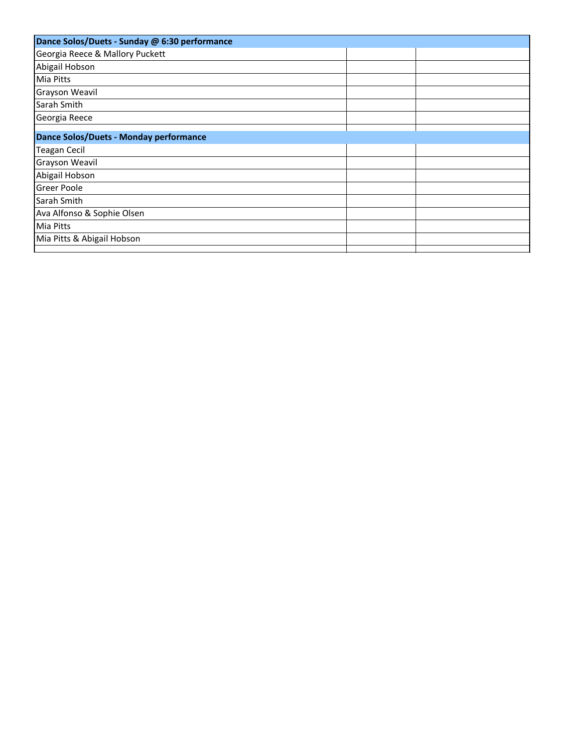| Dance Solos/Duets - Sunday @ 6:30 performance | | |
|---|---|---|
| Georgia Reece & Mallory Puckett | | |
| Abigail Hobson | | |
| Mia Pitts | | |
| Grayson Weavil | | |
| Sarah Smith | | |
| Georgia Reece | | |
| | | |
| **Dance Solos/Duets - Monday performance** | | |
| Teagan Cecil | | |
| Grayson Weavil | | |
| Abigail Hobson | | |
| Greer Poole | | |
| Sarah Smith | | |
| Ava Alfonso & Sophie Olsen | | |
| Mia Pitts | | |
| Mia Pitts & Abigail Hobson | | |
| | | |